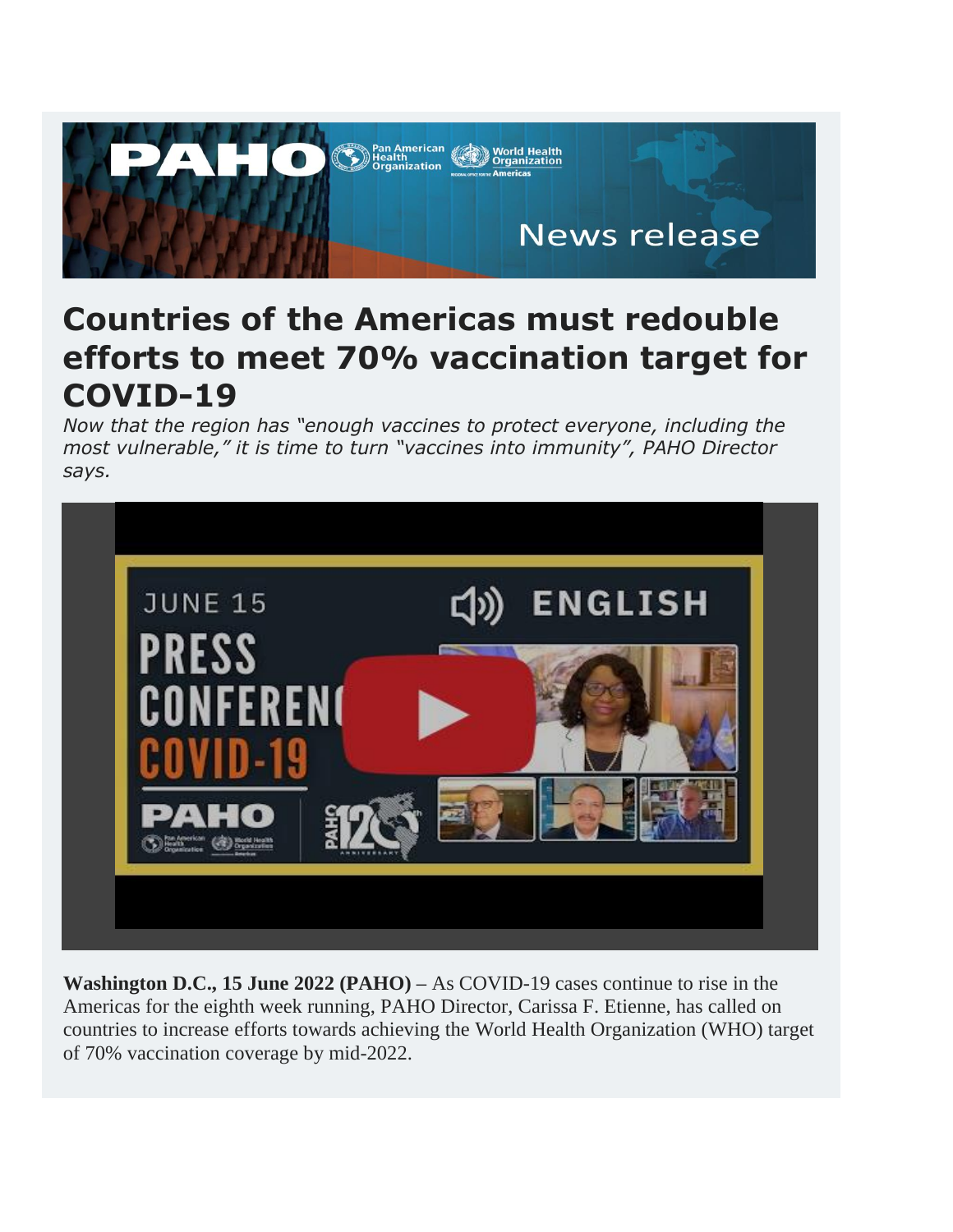# Countries of the Americas must redouble efforts to meet 70% vaccination target for COVID-19

*Now that the region has "enough vaccines to protect everyone, including the most vulnerable," it is time to turn "vaccines into immunity", PAHO Director says.*

**Washington D.C., 15 June 2022 (PAHO)** – As COVID-19 cases continue to rise in the Americas for the eighth week running, PAHO Director, Carissa F. Etienne, has called on countries to increase efforts towards achieving the World Health Organization (WHO) target of 70% vaccination coverage by mid-2022.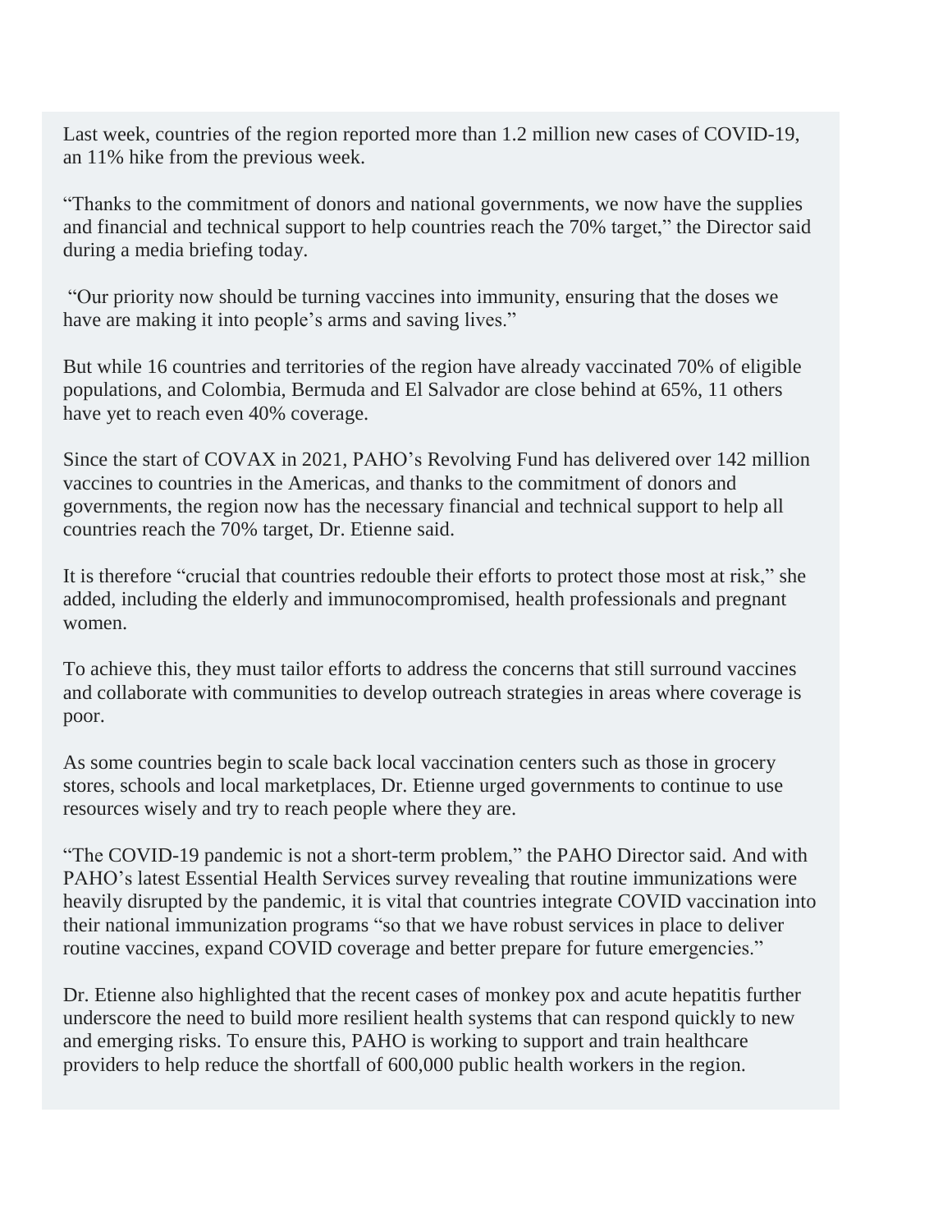Last week, countries of the region reported more than 1.2 million new cases of COVID-19, an 11% hike from the previous week.

“Thanks to the commitment of donors and national governments, we now have the supplies and financial and technical support to help countries reach the 70% target,” the Director said during a media briefing today.

“Our priority now should be turning vaccines into immunity, ensuring that the doses we have are making it into people’s arms and saving lives.”

But while 16 countries and territories of the region have already vaccinated 70% of eligible populations, and Colombia, Bermuda and El Salvador are close behind at 65%, 11 others have yet to reach even 40% coverage.

Since the start of COVAX in 2021, PAHO’s Revolving Fund has delivered over 142 million vaccines to countries in the Americas, and thanks to the commitment of donors and governments, the region now has the necessary financial and technical support to help all countries reach the 70% target, Dr. Etienne said.

It is therefore “crucial that countries redouble their efforts to protect those most at risk,” she added, including the elderly and immunocompromised, health professionals and pregnant women.

To achieve this, they must tailor efforts to address the concerns that still surround vaccines and collaborate with communities to develop outreach strategies in areas where coverage is poor.

As some countries begin to scale back local vaccination centers such as those in grocery stores, schools and local marketplaces, Dr. Etienne urged governments to continue to use resources wisely and try to reach people where they are.

“The COVID-19 pandemic is not a short-term problem,” the PAHO Director said. And with PAHO’s latest Essential Health Services survey revealing that routine immunizations were heavily disrupted by the pandemic, it is vital that countries integrate COVID vaccination into their national immunization programs “so that we have robust services in place to deliver routine vaccines, expand COVID coverage and better prepare for future emergencies.”

Dr. Etienne also highlighted that the recent cases of monkey pox and acute hepatitis further underscore the need to build more resilient health systems that can respond quickly to new and emerging risks. To ensure this, PAHO is working to support and train healthcare providers to help reduce the shortfall of 600,000 public health workers in the region.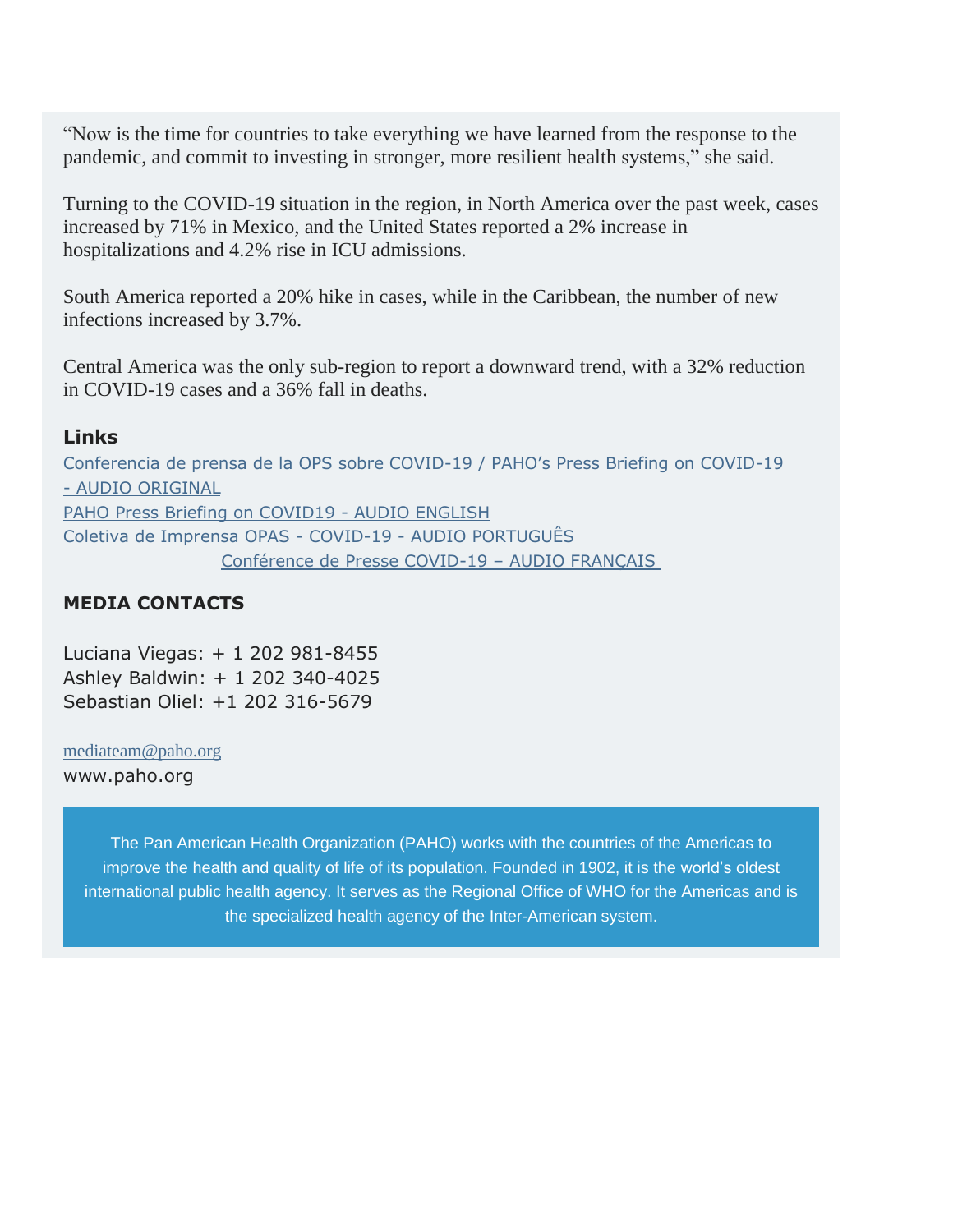"Now is the time for countries to take everything we have learned from the response to the pandemic, and commit to investing in stronger, more resilient health systems," she said.

Turning to the COVID-19 situation in the region, in North America over the past week, cases increased by 71% in Mexico, and the United States reported a 2% increase in hospitalizations and 4.2% rise in ICU admissions.

South America reported a 20% hike in cases, while in the Caribbean, the number of new infections increased by 3.7%.

Central America was the only sub-region to report a downward trend, with a 32% reduction in COVID-19 cases and a 36% fall in deaths.

### Links

Conferencia de prensa de la OPS sobre COVID-19 / PAHO's Press Briefing on COVID-19 - AUDIO ORIGINAL
PAHO Press Briefing on COVID19 - AUDIO ENGLISH
Coletiva de Imprensa OPAS - COVID-19 - AUDIO PORTUGUÊS
Conférence de Presse COVID-19 – AUDIO FRANÇAIS

### MEDIA CONTACTS

Luciana Viegas: + 1 202 981-8455
Ashley Baldwin: + 1 202 340-4025
Sebastian Oliel: +1 202 316-5679

mediateam@paho.org
www.paho.org

The Pan American Health Organization (PAHO) works with the countries of the Americas to improve the health and quality of life of its population. Founded in 1902, it is the world's oldest international public health agency. It serves as the Regional Office of WHO for the Americas and is the specialized health agency of the Inter-American system.